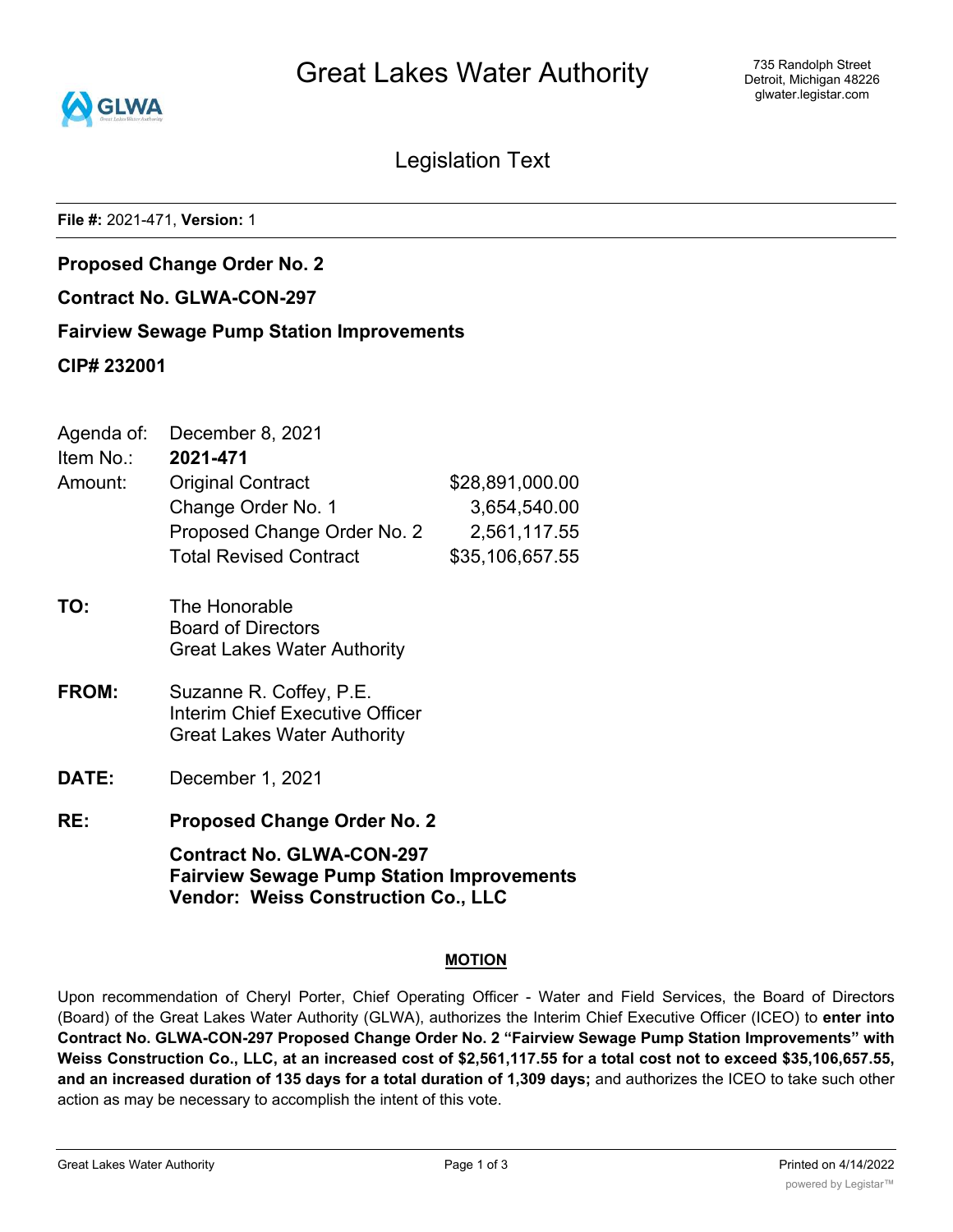# Great Lakes Water Authority

735 Randolph Street
Detroit, Michigan 48226
glwater.legistar.com

## Legislation Text

**File #:** 2021-471, **Version:** 1

**Proposed Change Order No. 2**

**Contract No. GLWA-CON-297**

**Fairview Sewage Pump Station Improvements**

**CIP# 232001**

| | | |
|---|---|---|
| Agenda of: | December 8, 2021 | |
| Item No.: | **2021-471** | |
| Amount: | Original Contract | $28,891,000.00 |
| | Change Order No. 1 | 3,654,540.00 |
| | Proposed Change Order No. 2 | 2,561,117.55 |
| | Total Revised Contract | $35,106,657.55 |

**TO:** The Honorable
Board of Directors
Great Lakes Water Authority

**FROM:** Suzanne R. Coffey, P.E.
Interim Chief Executive Officer
Great Lakes Water Authority

**DATE:** December 1, 2021

**RE:** **Proposed Change Order No. 2**

**Contract No. GLWA-CON-297**
**Fairview Sewage Pump Station Improvements**
**Vendor: Weiss Construction Co., LLC**

**MOTION**

Upon recommendation of Cheryl Porter, Chief Operating Officer - Water and Field Services, the Board of Directors (Board) of the Great Lakes Water Authority (GLWA), authorizes the Interim Chief Executive Officer (ICEO) to **enter into Contract No. GLWA-CON-297 Proposed Change Order No. 2 "Fairview Sewage Pump Station Improvements" with Weiss Construction Co., LLC, at an increased cost of $2,561,117.55 for a total cost not to exceed $35,106,657.55, and an increased duration of 135 days for a total duration of 1,309 days;** and authorizes the ICEO to take such other action as may be necessary to accomplish the intent of this vote.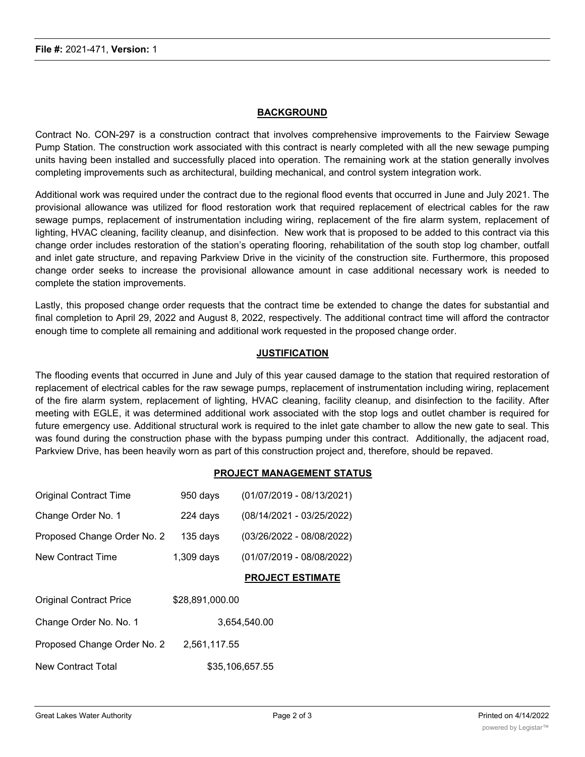**File #:** 2021-471, **Version:** 1

## BACKGROUND

Contract No. CON-297 is a construction contract that involves comprehensive improvements to the Fairview Sewage Pump Station. The construction work associated with this contract is nearly completed with all the new sewage pumping units having been installed and successfully placed into operation. The remaining work at the station generally involves completing improvements such as architectural, building mechanical, and control system integration work.

Additional work was required under the contract due to the regional flood events that occurred in June and July 2021. The provisional allowance was utilized for flood restoration work that required replacement of electrical cables for the raw sewage pumps, replacement of instrumentation including wiring, replacement of the fire alarm system, replacement of lighting, HVAC cleaning, facility cleanup, and disinfection. New work that is proposed to be added to this contract via this change order includes restoration of the station's operating flooring, rehabilitation of the south stop log chamber, outfall and inlet gate structure, and repaving Parkview Drive in the vicinity of the construction site. Furthermore, this proposed change order seeks to increase the provisional allowance amount in case additional necessary work is needed to complete the station improvements.

Lastly, this proposed change order requests that the contract time be extended to change the dates for substantial and final completion to April 29, 2022 and August 8, 2022, respectively. The additional contract time will afford the contractor enough time to complete all remaining and additional work requested in the proposed change order.

## JUSTIFICATION

The flooding events that occurred in June and July of this year caused damage to the station that required restoration of replacement of electrical cables for the raw sewage pumps, replacement of instrumentation including wiring, replacement of the fire alarm system, replacement of lighting, HVAC cleaning, facility cleanup, and disinfection to the facility. After meeting with EGLE, it was determined additional work associated with the stop logs and outlet chamber is required for future emergency use. Additional structural work is required to the inlet gate chamber to allow the new gate to seal. This was found during the construction phase with the bypass pumping under this contract. Additionally, the adjacent road, Parkview Drive, has been heavily worn as part of this construction project and, therefore, should be repaved.

## PROJECT MANAGEMENT STATUS

| | | |
|---|---|---|
| Original Contract Time | 950 days | (01/07/2019 - 08/13/2021) |
| Change Order No. 1 | 224 days | (08/14/2021 - 03/25/2022) |
| Proposed Change Order No. 2 | 135 days | (03/26/2022 - 08/08/2022) |
| New Contract Time | 1,309 days | (01/07/2019 - 08/08/2022) |

## PROJECT ESTIMATE

| | |
|---|---|
| Original Contract Price | $28,891,000.00 |
| Change Order No. No. 1 | 3,654,540.00 |
| Proposed Change Order No. 2 | 2,561,117.55 |
| New Contract Total | $35,106,657.55 |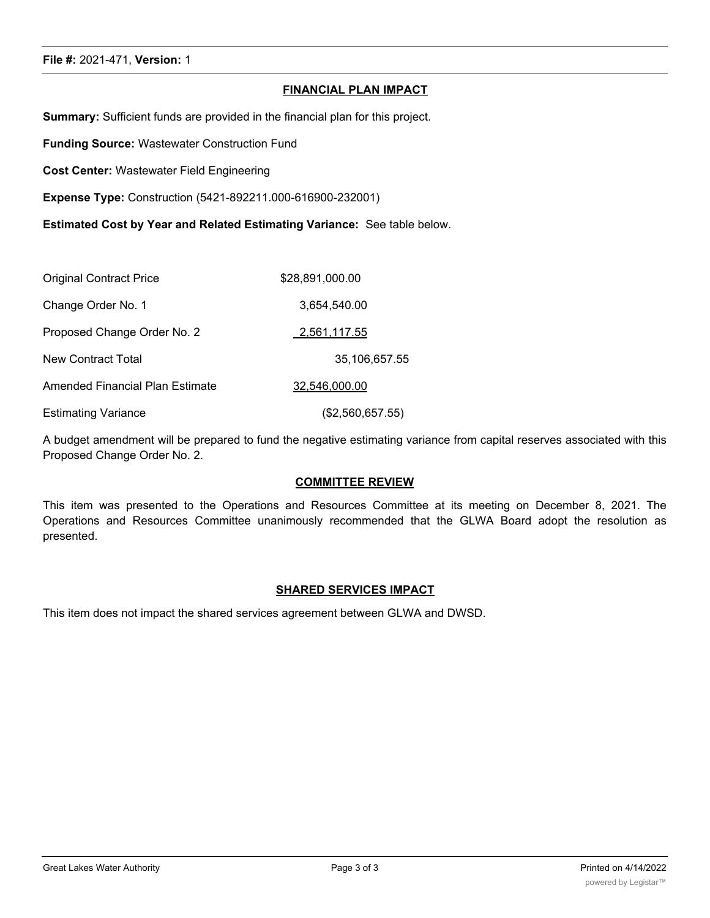**File #:** 2021-471, **Version:** 1

## FINANCIAL PLAN IMPACT

**Summary:** Sufficient funds are provided in the financial plan for this project.

**Funding Source:** Wastewater Construction Fund

**Cost Center:** Wastewater Field Engineering

**Expense Type:** Construction (5421-892211.000-616900-232001)

**Estimated Cost by Year and Related Estimating Variance:** See table below.

| | | |
|---|---|---|
| Original Contract Price | $28,891,000.00 | |
| Change Order No. 1 | 3,654,540.00 | |
| Proposed Change Order No. 2 | 2,561,117.55 | |
| New Contract Total | | 35,106,657.55 |
| Amended Financial Plan Estimate | 32,546,000.00 | |
| Estimating Variance | | ($2,560,657.55) |

A budget amendment will be prepared to fund the negative estimating variance from capital reserves associated with this Proposed Change Order No. 2.

## COMMITTEE REVIEW

This item was presented to the Operations and Resources Committee at its meeting on December 8, 2021. The Operations and Resources Committee unanimously recommended that the GLWA Board adopt the resolution as presented.

## SHARED SERVICES IMPACT

This item does not impact the shared services agreement between GLWA and DWSD.